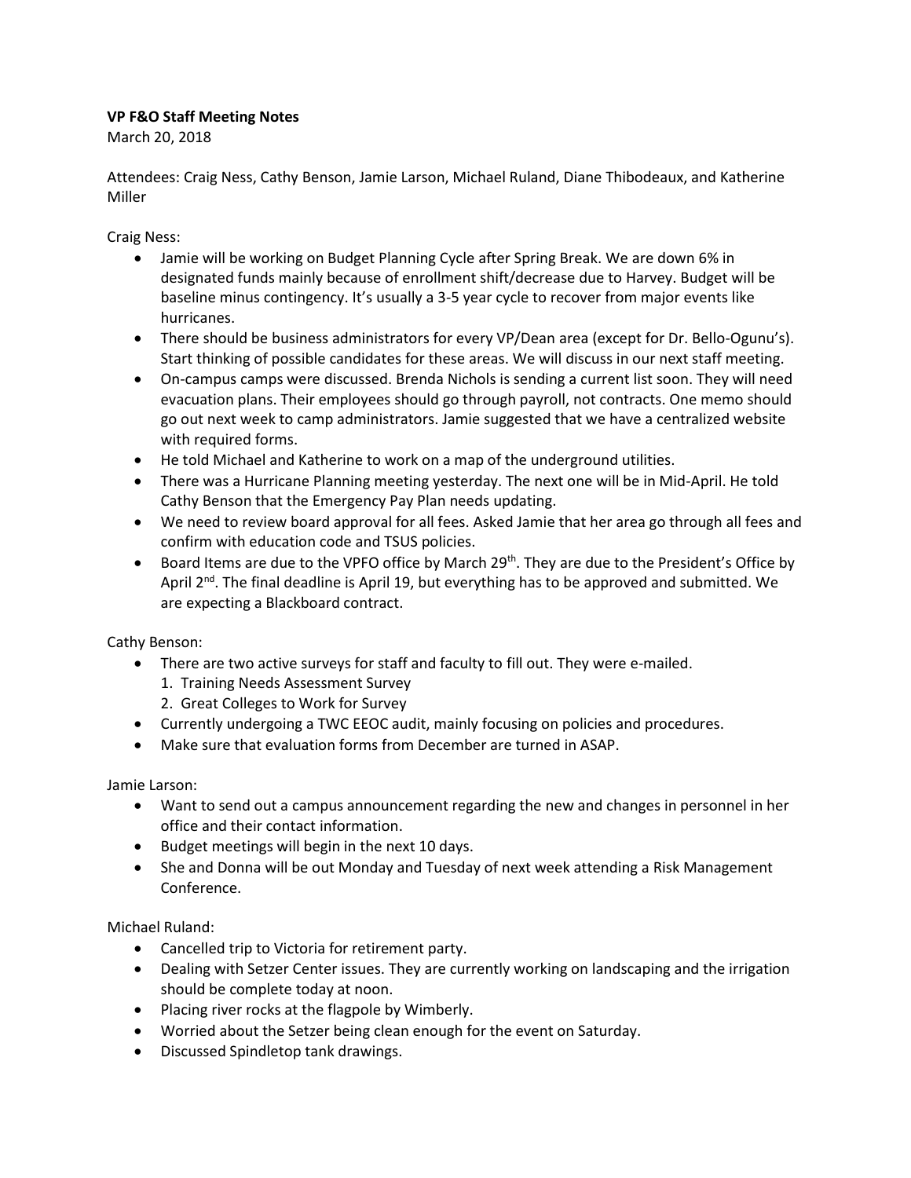**VP F&O Staff Meeting Notes**

March 20, 2018

Attendees: Craig Ness, Cathy Benson, Jamie Larson, Michael Ruland, Diane Thibodeaux, and Katherine Miller

Craig Ness:

- Jamie will be working on Budget Planning Cycle after Spring Break. We are down 6% in designated funds mainly because of enrollment shift/decrease due to Harvey. Budget will be baseline minus contingency. It's usually a 3-5 year cycle to recover from major events like hurricanes.
- There should be business administrators for every VP/Dean area (except for Dr. Bello-Ogunu's). Start thinking of possible candidates for these areas. We will discuss in our next staff meeting.
- On-campus camps were discussed. Brenda Nichols is sending a current list soon. They will need evacuation plans. Their employees should go through payroll, not contracts. One memo should go out next week to camp administrators. Jamie suggested that we have a centralized website with required forms.
- He told Michael and Katherine to work on a map of the underground utilities.
- There was a Hurricane Planning meeting yesterday. The next one will be in Mid-April. He told Cathy Benson that the Emergency Pay Plan needs updating.
- We need to review board approval for all fees. Asked Jamie that her area go through all fees and confirm with education code and TSUS policies.
- Board Items are due to the VPFO office by March 29th. They are due to the President's Office by April 2nd. The final deadline is April 19, but everything has to be approved and submitted. We are expecting a Blackboard contract.

Cathy Benson:

- There are two active surveys for staff and faculty to fill out. They were e-mailed.
  1. Training Needs Assessment Survey
  2. Great Colleges to Work for Survey
- Currently undergoing a TWC EEOC audit, mainly focusing on policies and procedures.
- Make sure that evaluation forms from December are turned in ASAP.

Jamie Larson:

- Want to send out a campus announcement regarding the new and changes in personnel in her office and their contact information.
- Budget meetings will begin in the next 10 days.
- She and Donna will be out Monday and Tuesday of next week attending a Risk Management Conference.

Michael Ruland:

- Cancelled trip to Victoria for retirement party.
- Dealing with Setzer Center issues. They are currently working on landscaping and the irrigation should be complete today at noon.
- Placing river rocks at the flagpole by Wimberly.
- Worried about the Setzer being clean enough for the event on Saturday.
- Discussed Spindletop tank drawings.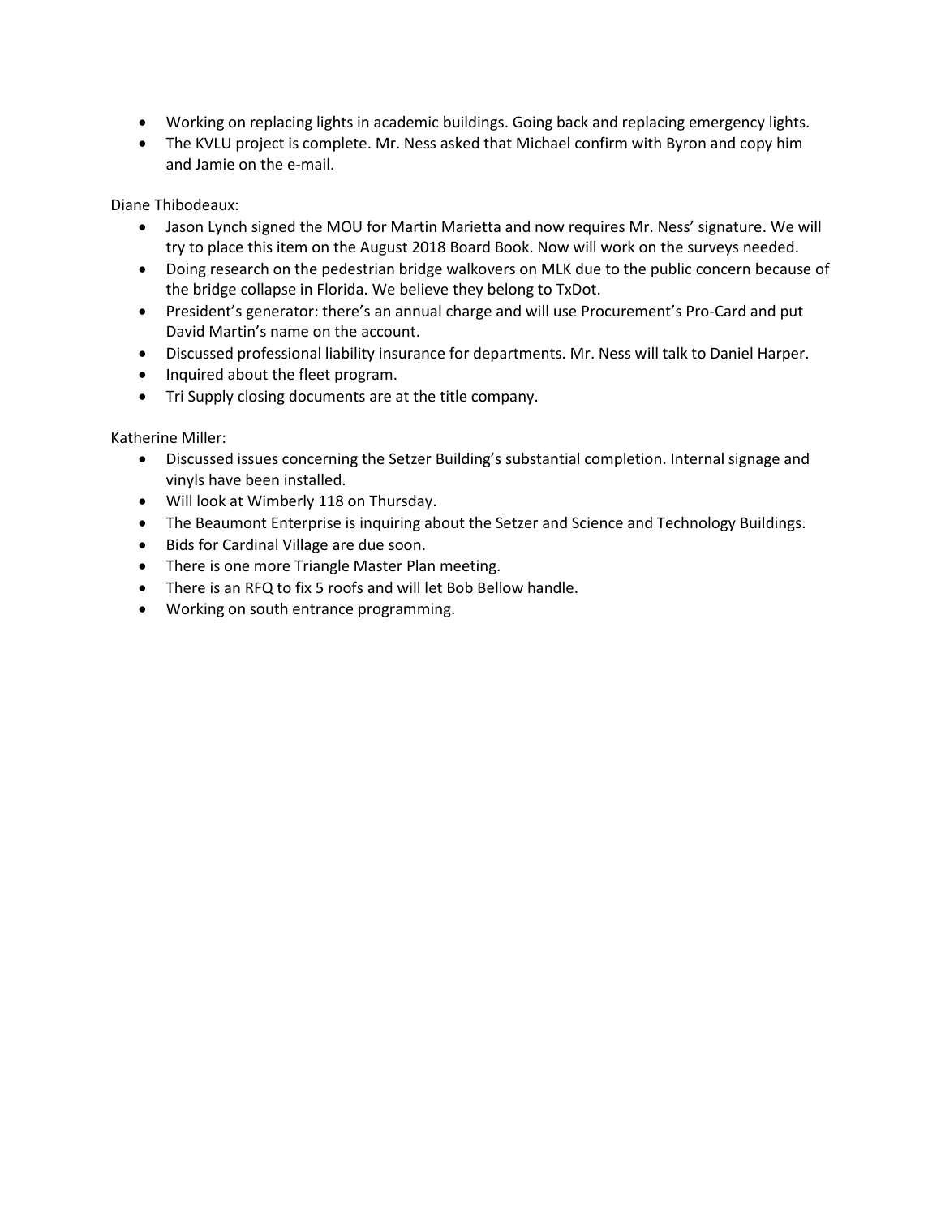- Working on replacing lights in academic buildings. Going back and replacing emergency lights.
- The KVLU project is complete. Mr. Ness asked that Michael confirm with Byron and copy him and Jamie on the e-mail.

Diane Thibodeaux:

- Jason Lynch signed the MOU for Martin Marietta and now requires Mr. Ness' signature. We will try to place this item on the August 2018 Board Book. Now will work on the surveys needed.
- Doing research on the pedestrian bridge walkovers on MLK due to the public concern because of the bridge collapse in Florida. We believe they belong to TxDot.
- President's generator: there's an annual charge and will use Procurement's Pro-Card and put David Martin's name on the account.
- Discussed professional liability insurance for departments. Mr. Ness will talk to Daniel Harper.
- Inquired about the fleet program.
- Tri Supply closing documents are at the title company.

Katherine Miller:

- Discussed issues concerning the Setzer Building's substantial completion. Internal signage and vinyls have been installed.
- Will look at Wimberly 118 on Thursday.
- The Beaumont Enterprise is inquiring about the Setzer and Science and Technology Buildings.
- Bids for Cardinal Village are due soon.
- There is one more Triangle Master Plan meeting.
- There is an RFQ to fix 5 roofs and will let Bob Bellow handle.
- Working on south entrance programming.